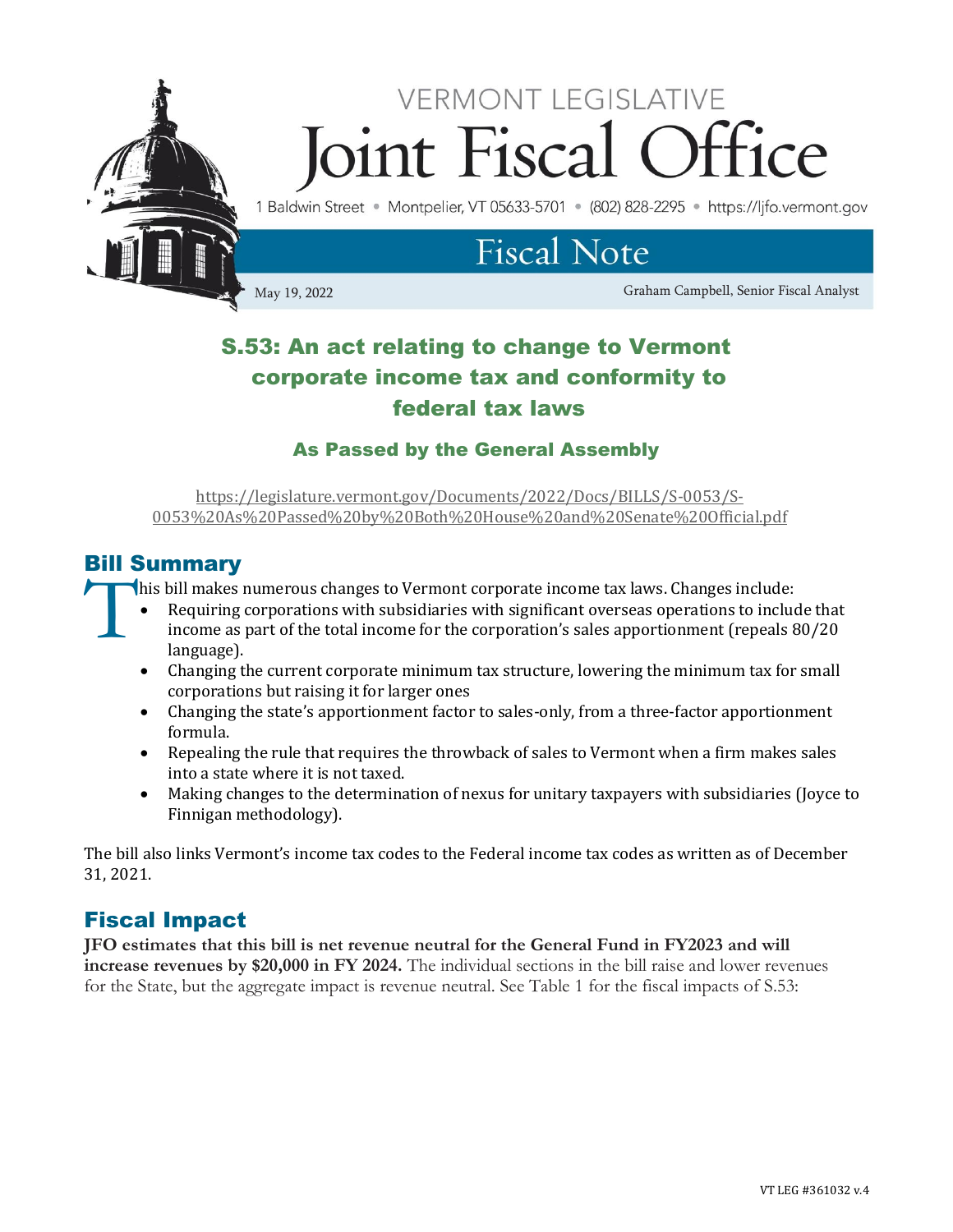VERMONT LEGISLATIVE

# Joint Fiscal Office

1 Baldwin Street • Montpelier, VT 05633-5701 • (802) 828-2295 • https://ljfo.vermont.gov

## Fiscal Note

May 19, 2022

Graham Campbell, Senior Fiscal Analyst

# S.53: An act relating to change to Vermont corporate income tax and conformity to federal tax laws

### As Passed by the General Assembly

https://legislature.vermont.gov/Documents/2022/Docs/BILLS/S-0053/S-0053%20As%20Passed%20by%20Both%20House%20and%20Senate%20Official.pdf

## Bill Summary

This bill makes numerous changes to Vermont corporate income tax laws. Changes include:

- Requiring corporations with subsidiaries with significant overseas operations to include that income as part of the total income for the corporation's sales apportionment (repeals 80/20 language).
- Changing the current corporate minimum tax structure, lowering the minimum tax for small corporations but raising it for larger ones
- Changing the state's apportionment factor to sales-only, from a three-factor apportionment formula.
- Repealing the rule that requires the throwback of sales to Vermont when a firm makes sales into a state where it is not taxed.
- Making changes to the determination of nexus for unitary taxpayers with subsidiaries (Joyce to Finnigan methodology).

The bill also links Vermont's income tax codes to the Federal income tax codes as written as of December 31, 2021.

## Fiscal Impact

**JFO estimates that this bill is net revenue neutral for the General Fund in FY2023 and will increase revenues by $20,000 in FY 2024.** The individual sections in the bill raise and lower revenues for the State, but the aggregate impact is revenue neutral. See Table 1 for the fiscal impacts of S.53: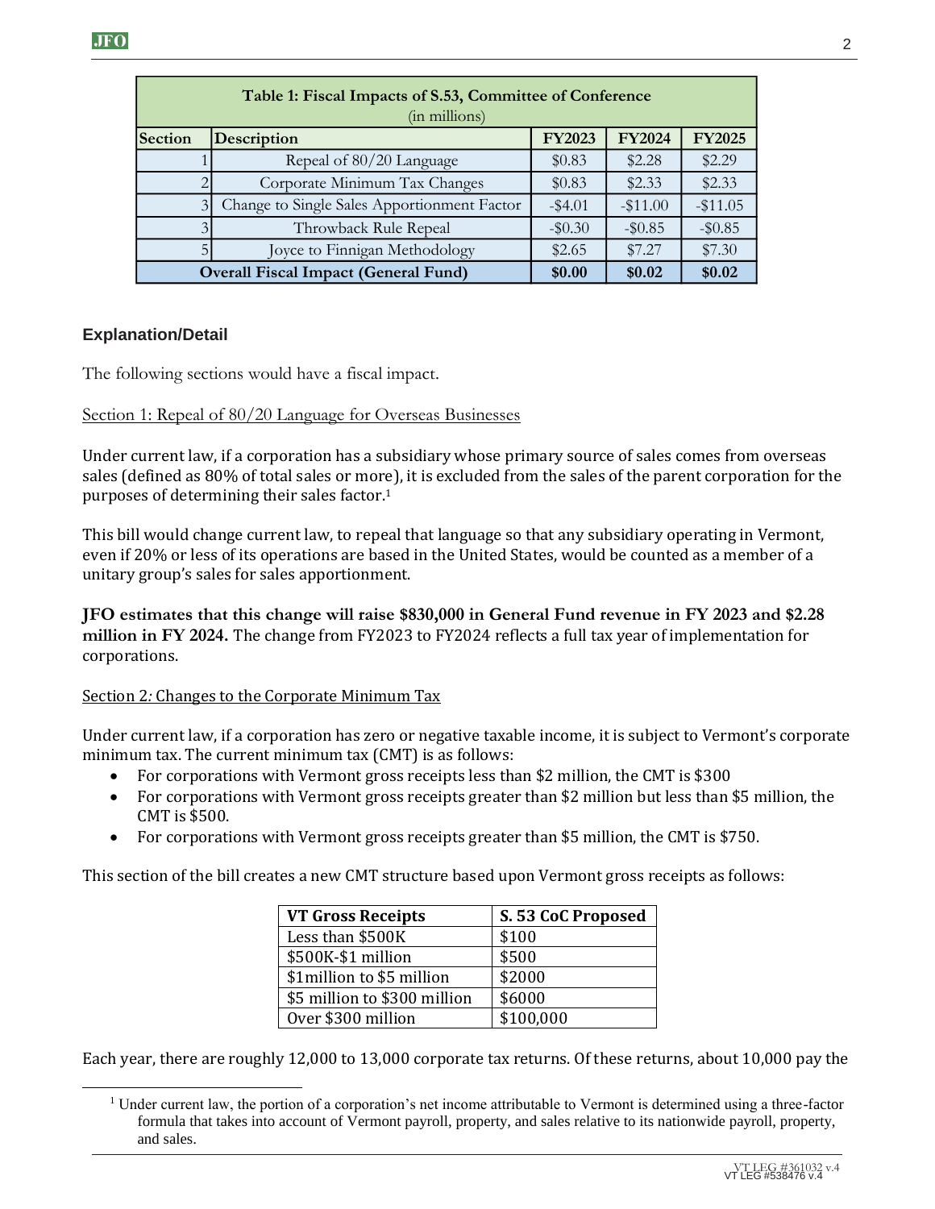| Table 1: Fiscal Impacts of S.53, Committee of Conference (in millions) | | | | |
|---|---|---|---|---|
| **Section** | **Description** | **FY2023** | **FY2024** | **FY2025** |
| 1 | Repeal of 80/20 Language | $0.83 | $2.28 | $2.29 |
| 2 | Corporate Minimum Tax Changes | $0.83 | $2.33 | $2.33 |
| 3 | Change to Single Sales Apportionment Factor | -$4.01 | -$11.00 | -$11.05 |
| 3 | Throwback Rule Repeal | -$0.30 | -$0.85 | -$0.85 |
| 5 | Joyce to Finnigan Methodology | $2.65 | $7.27 | $7.30 |
| **Overall Fiscal Impact (General Fund)** | | **$0.00** | **$0.02** | **$0.02** |

### Explanation/Detail

The following sections would have a fiscal impact.

Section 1: Repeal of 80/20 Language for Overseas Businesses

Under current law, if a corporation has a subsidiary whose primary source of sales comes from overseas sales (defined as 80% of total sales or more), it is excluded from the sales of the parent corporation for the purposes of determining their sales factor.[1]

This bill would change current law, to repeal that language so that any subsidiary operating in Vermont, even if 20% or less of its operations are based in the United States, would be counted as a member of a unitary group's sales for sales apportionment.

**JFO estimates that this change will raise $830,000 in General Fund revenue in FY 2023 and $2.28 million in FY 2024.** The change from FY2023 to FY2024 reflects a full tax year of implementation for corporations.

Section 2*:* Changes to the Corporate Minimum Tax

Under current law, if a corporation has zero or negative taxable income, it is subject to Vermont's corporate minimum tax. The current minimum tax (CMT) is as follows:

- For corporations with Vermont gross receipts less than $2 million, the CMT is $300
- For corporations with Vermont gross receipts greater than $2 million but less than $5 million, the CMT is $500.
- For corporations with Vermont gross receipts greater than $5 million, the CMT is $750.

This section of the bill creates a new CMT structure based upon Vermont gross receipts as follows:

| VT Gross Receipts | S. 53 CoC Proposed |
|---|---|
| Less than $500K | $100 |
| $500K-$1 million | $500 |
| $1million to $5 million | $2000 |
| $5 million to $300 million | $6000 |
| Over $300 million | $100,000 |

Each year, there are roughly 12,000 to 13,000 corporate tax returns. Of these returns, about 10,000 pay the

[1] Under current law, the portion of a corporation's net income attributable to Vermont is determined using a three-factor formula that takes into account of Vermont payroll, property, and sales relative to its nationwide payroll, property, and sales.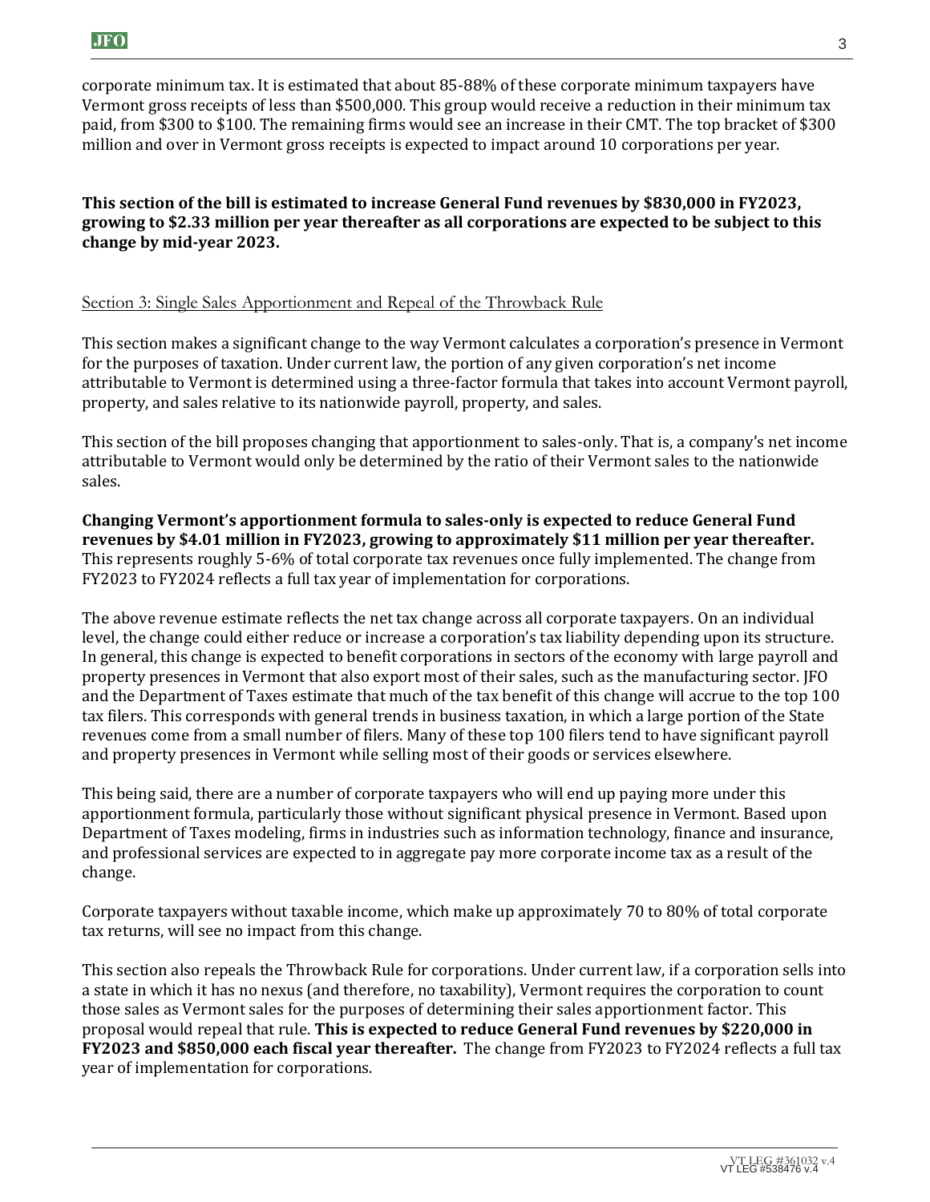corporate minimum tax. It is estimated that about 85-88% of these corporate minimum taxpayers have Vermont gross receipts of less than $500,000. This group would receive a reduction in their minimum tax paid, from $300 to $100. The remaining firms would see an increase in their CMT. The top bracket of $300 million and over in Vermont gross receipts is expected to impact around 10 corporations per year.

**This section of the bill is estimated to increase General Fund revenues by $830,000 in FY2023, growing to $2.33 million per year thereafter as all corporations are expected to be subject to this change by mid-year 2023.**

### Section 3: Single Sales Apportionment and Repeal of the Throwback Rule

This section makes a significant change to the way Vermont calculates a corporation's presence in Vermont for the purposes of taxation. Under current law, the portion of any given corporation's net income attributable to Vermont is determined using a three-factor formula that takes into account Vermont payroll, property, and sales relative to its nationwide payroll, property, and sales.

This section of the bill proposes changing that apportionment to sales-only. That is, a company's net income attributable to Vermont would only be determined by the ratio of their Vermont sales to the nationwide sales.

**Changing Vermont's apportionment formula to sales-only is expected to reduce General Fund revenues by $4.01 million in FY2023, growing to approximately $11 million per year thereafter.** This represents roughly 5-6% of total corporate tax revenues once fully implemented. The change from FY2023 to FY2024 reflects a full tax year of implementation for corporations.

The above revenue estimate reflects the net tax change across all corporate taxpayers. On an individual level, the change could either reduce or increase a corporation's tax liability depending upon its structure. In general, this change is expected to benefit corporations in sectors of the economy with large payroll and property presences in Vermont that also export most of their sales, such as the manufacturing sector. JFO and the Department of Taxes estimate that much of the tax benefit of this change will accrue to the top 100 tax filers. This corresponds with general trends in business taxation, in which a large portion of the State revenues come from a small number of filers. Many of these top 100 filers tend to have significant payroll and property presences in Vermont while selling most of their goods or services elsewhere.

This being said, there are a number of corporate taxpayers who will end up paying more under this apportionment formula, particularly those without significant physical presence in Vermont. Based upon Department of Taxes modeling, firms in industries such as information technology, finance and insurance, and professional services are expected to in aggregate pay more corporate income tax as a result of the change.

Corporate taxpayers without taxable income, which make up approximately 70 to 80% of total corporate tax returns, will see no impact from this change.

This section also repeals the Throwback Rule for corporations. Under current law, if a corporation sells into a state in which it has no nexus (and therefore, no taxability), Vermont requires the corporation to count those sales as Vermont sales for the purposes of determining their sales apportionment factor. This proposal would repeal that rule. **This is expected to reduce General Fund revenues by $220,000 in FY2023 and $850,000 each fiscal year thereafter.** The change from FY2023 to FY2024 reflects a full tax year of implementation for corporations.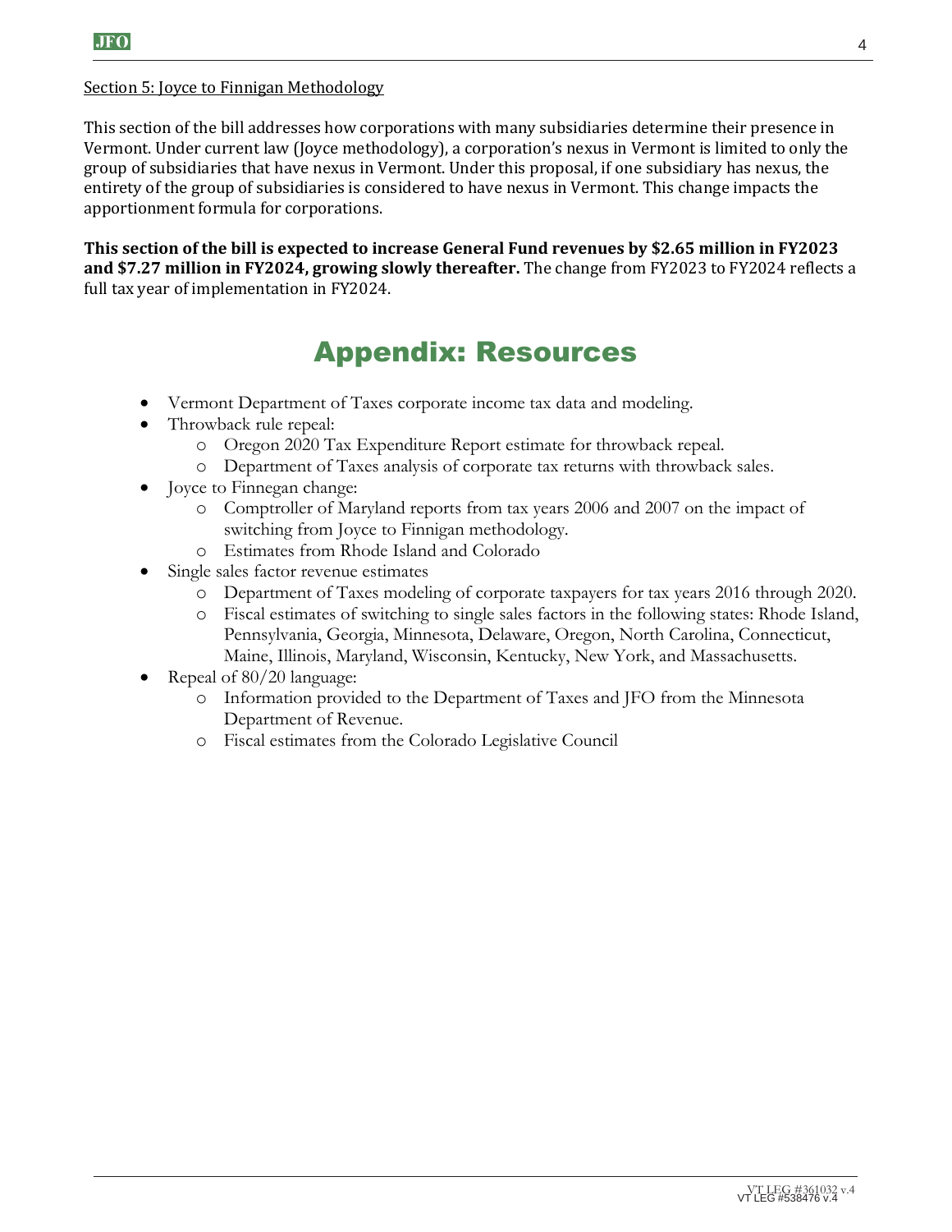Section 5: Joyce to Finnigan Methodology

This section of the bill addresses how corporations with many subsidiaries determine their presence in Vermont. Under current law (Joyce methodology), a corporation's nexus in Vermont is limited to only the group of subsidiaries that have nexus in Vermont. Under this proposal, if one subsidiary has nexus, the entirety of the group of subsidiaries is considered to have nexus in Vermont. This change impacts the apportionment formula for corporations.

**This section of the bill is expected to increase General Fund revenues by $2.65 million in FY2023 and $7.27 million in FY2024, growing slowly thereafter.** The change from FY2023 to FY2024 reflects a full tax year of implementation in FY2024.

# Appendix: Resources

- Vermont Department of Taxes corporate income tax data and modeling.
- Throwback rule repeal:
  - Oregon 2020 Tax Expenditure Report estimate for throwback repeal.
  - Department of Taxes analysis of corporate tax returns with throwback sales.
- Joyce to Finnegan change:
  - Comptroller of Maryland reports from tax years 2006 and 2007 on the impact of switching from Joyce to Finnigan methodology.
  - Estimates from Rhode Island and Colorado
- Single sales factor revenue estimates
  - Department of Taxes modeling of corporate taxpayers for tax years 2016 through 2020.
  - Fiscal estimates of switching to single sales factors in the following states: Rhode Island, Pennsylvania, Georgia, Minnesota, Delaware, Oregon, North Carolina, Connecticut, Maine, Illinois, Maryland, Wisconsin, Kentucky, New York, and Massachusetts.
- Repeal of 80/20 language:
  - Information provided to the Department of Taxes and JFO from the Minnesota Department of Revenue.
  - Fiscal estimates from the Colorado Legislative Council